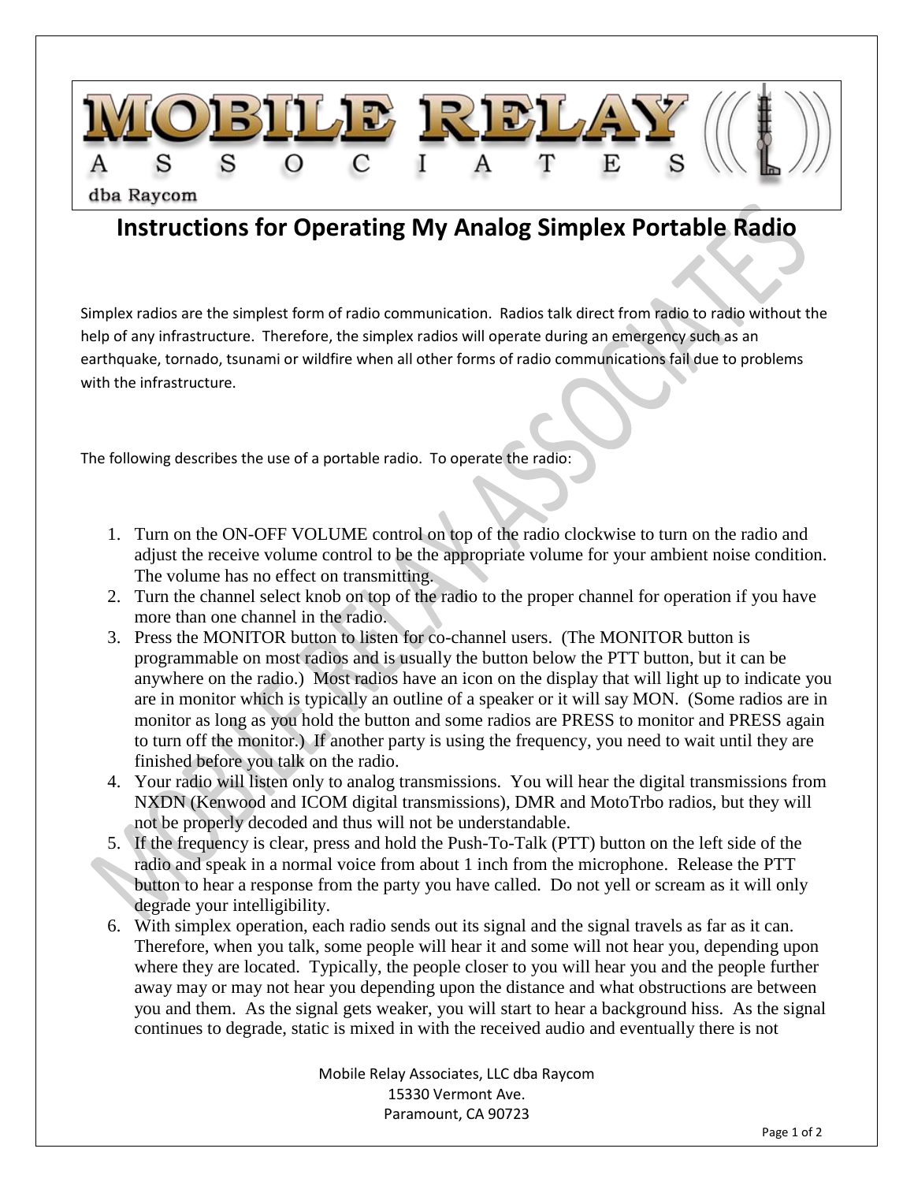MOBILE RELAY ASSOCIATES

dba Raycom

# Instructions for Operating My Analog Simplex Portable Radio

Simplex radios are the simplest form of radio communication. Radios talk direct from radio to radio without the help of any infrastructure. Therefore, the simplex radios will operate during an emergency such as an earthquake, tornado, tsunami or wildfire when all other forms of radio communications fail due to problems with the infrastructure.

The following describes the use of a portable radio. To operate the radio:

1. Turn on the ON-OFF VOLUME control on top of the radio clockwise to turn on the radio and adjust the receive volume control to be the appropriate volume for your ambient noise condition. The volume has no effect on transmitting.
2. Turn the channel select knob on top of the radio to the proper channel for operation if you have more than one channel in the radio.
3. Press the MONITOR button to listen for co-channel users. (The MONITOR button is programmable on most radios and is usually the button below the PTT button, but it can be anywhere on the radio.) Most radios have an icon on the display that will light up to indicate you are in monitor which is typically an outline of a speaker or it will say MON. (Some radios are in monitor as long as you hold the button and some radios are PRESS to monitor and PRESS again to turn off the monitor.) If another party is using the frequency, you need to wait until they are finished before you talk on the radio.
4. Your radio will listen only to analog transmissions. You will hear the digital transmissions from NXDN (Kenwood and ICOM digital transmissions), DMR and MotoTrbo radios, but they will not be properly decoded and thus will not be understandable.
5. If the frequency is clear, press and hold the Push-To-Talk (PTT) button on the left side of the radio and speak in a normal voice from about 1 inch from the microphone. Release the PTT button to hear a response from the party you have called. Do not yell or scream as it will only degrade your intelligibility.
6. With simplex operation, each radio sends out its signal and the signal travels as far as it can. Therefore, when you talk, some people will hear it and some will not hear you, depending upon where they are located. Typically, the people closer to you will hear you and the people further away may or may not hear you depending upon the distance and what obstructions are between you and them. As the signal gets weaker, you will start to hear a background hiss. As the signal continues to degrade, static is mixed in with the received audio and eventually there is not

Mobile Relay Associates, LLC dba Raycom
15330 Vermont Ave.
Paramount, CA 90723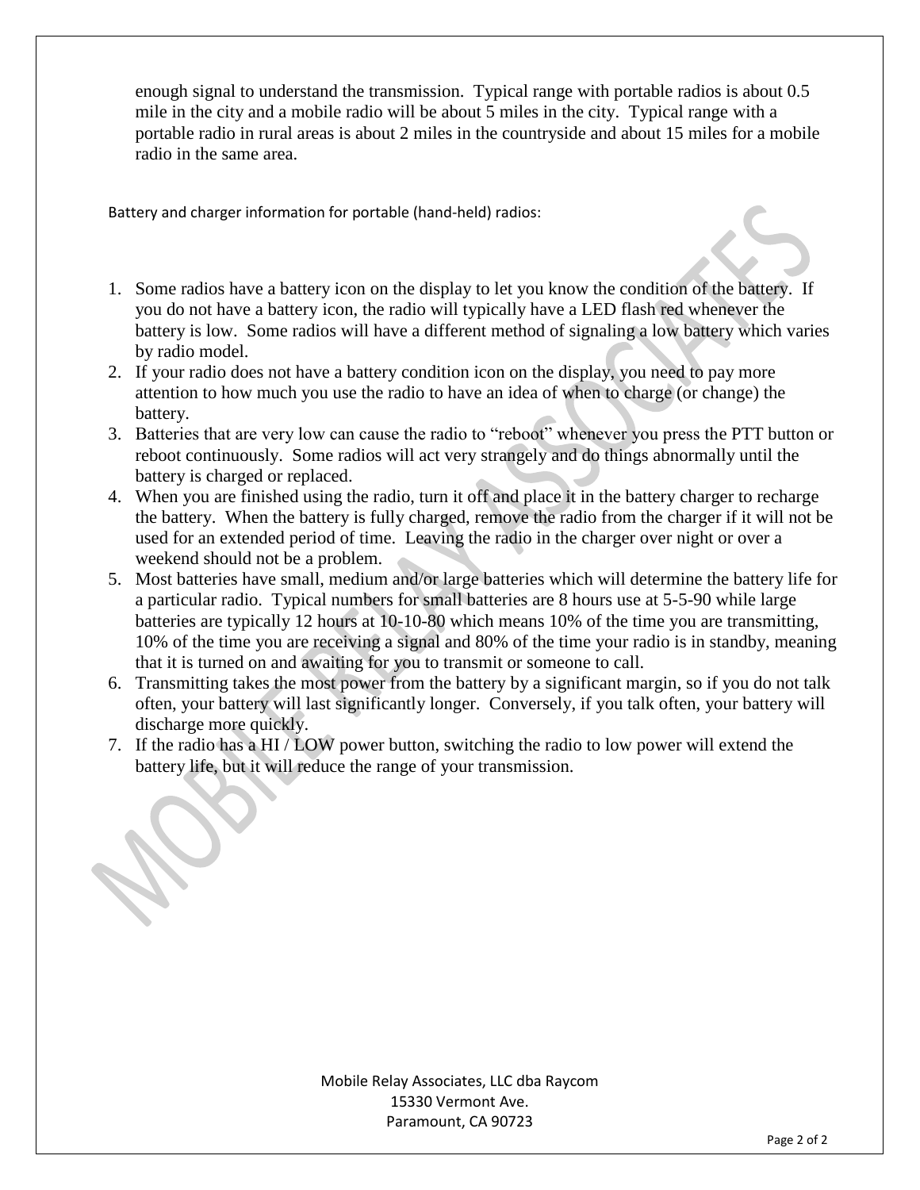enough signal to understand the transmission. Typical range with portable radios is about 0.5 mile in the city and a mobile radio will be about 5 miles in the city. Typical range with a portable radio in rural areas is about 2 miles in the countryside and about 15 miles for a mobile radio in the same area.

Battery and charger information for portable (hand-held) radios:

1. Some radios have a battery icon on the display to let you know the condition of the battery. If you do not have a battery icon, the radio will typically have a LED flash red whenever the battery is low. Some radios will have a different method of signaling a low battery which varies by radio model.
2. If your radio does not have a battery condition icon on the display, you need to pay more attention to how much you use the radio to have an idea of when to charge (or change) the battery.
3. Batteries that are very low can cause the radio to "reboot" whenever you press the PTT button or reboot continuously. Some radios will act very strangely and do things abnormally until the battery is charged or replaced.
4. When you are finished using the radio, turn it off and place it in the battery charger to recharge the battery. When the battery is fully charged, remove the radio from the charger if it will not be used for an extended period of time. Leaving the radio in the charger over night or over a weekend should not be a problem.
5. Most batteries have small, medium and/or large batteries which will determine the battery life for a particular radio. Typical numbers for small batteries are 8 hours use at 5-5-90 while large batteries are typically 12 hours at 10-10-80 which means 10% of the time you are transmitting, 10% of the time you are receiving a signal and 80% of the time your radio is in standby, meaning that it is turned on and awaiting for you to transmit or someone to call.
6. Transmitting takes the most power from the battery by a significant margin, so if you do not talk often, your battery will last significantly longer. Conversely, if you talk often, your battery will discharge more quickly.
7. If the radio has a HI / LOW power button, switching the radio to low power will extend the battery life, but it will reduce the range of your transmission.

Mobile Relay Associates, LLC dba Raycom
15330 Vermont Ave.
Paramount, CA 90723